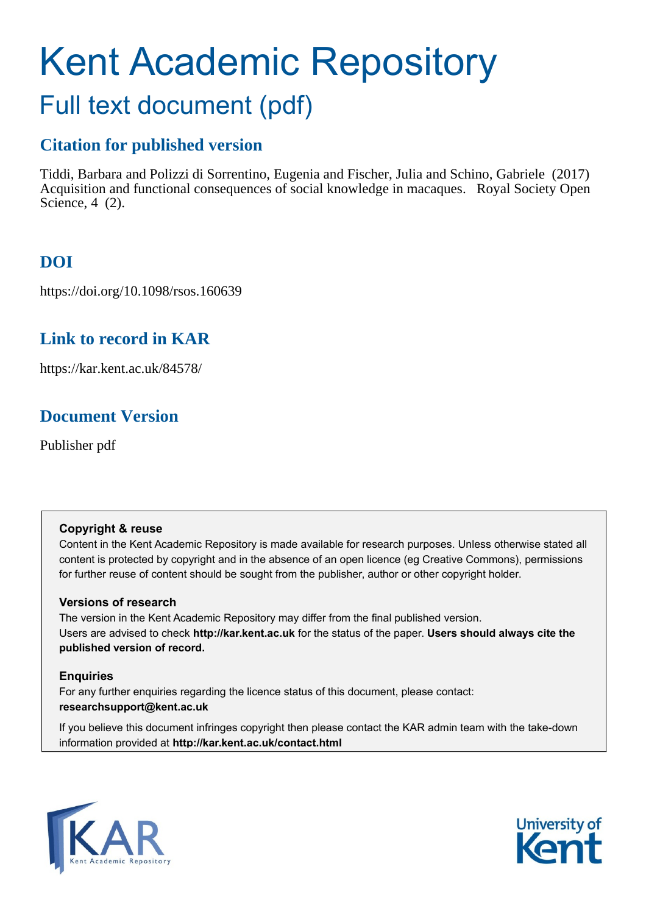# Kent Academic Repository

## Full text document (pdf)

### Citation for published version

Tiddi, Barbara and Polizzi di Sorrentino, Eugenia and Fischer, Julia and Schino, Gabriele (2017) Acquisition and functional consequences of social knowledge in macaques. Royal Society Open Science, 4 (2).

### DOI

https://doi.org/10.1098/rsos.160639

### Link to record in KAR

https://kar.kent.ac.uk/84578/

### Document Version

Publisher pdf

**Copyright & reuse**

Content in the Kent Academic Repository is made available for research purposes. Unless otherwise stated all content is protected by copyright and in the absence of an open licence (eg Creative Commons), permissions for further reuse of content should be sought from the publisher, author or other copyright holder.

**Versions of research**

The version in the Kent Academic Repository may differ from the final published version. Users are advised to check **http://kar.kent.ac.uk** for the status of the paper. **Users should always cite the published version of record.**

**Enquiries**

For any further enquiries regarding the licence status of this document, please contact: **researchsupport@kent.ac.uk**

If you believe this document infringes copyright then please contact the KAR admin team with the take-down information provided at **http://kar.kent.ac.uk/contact.html**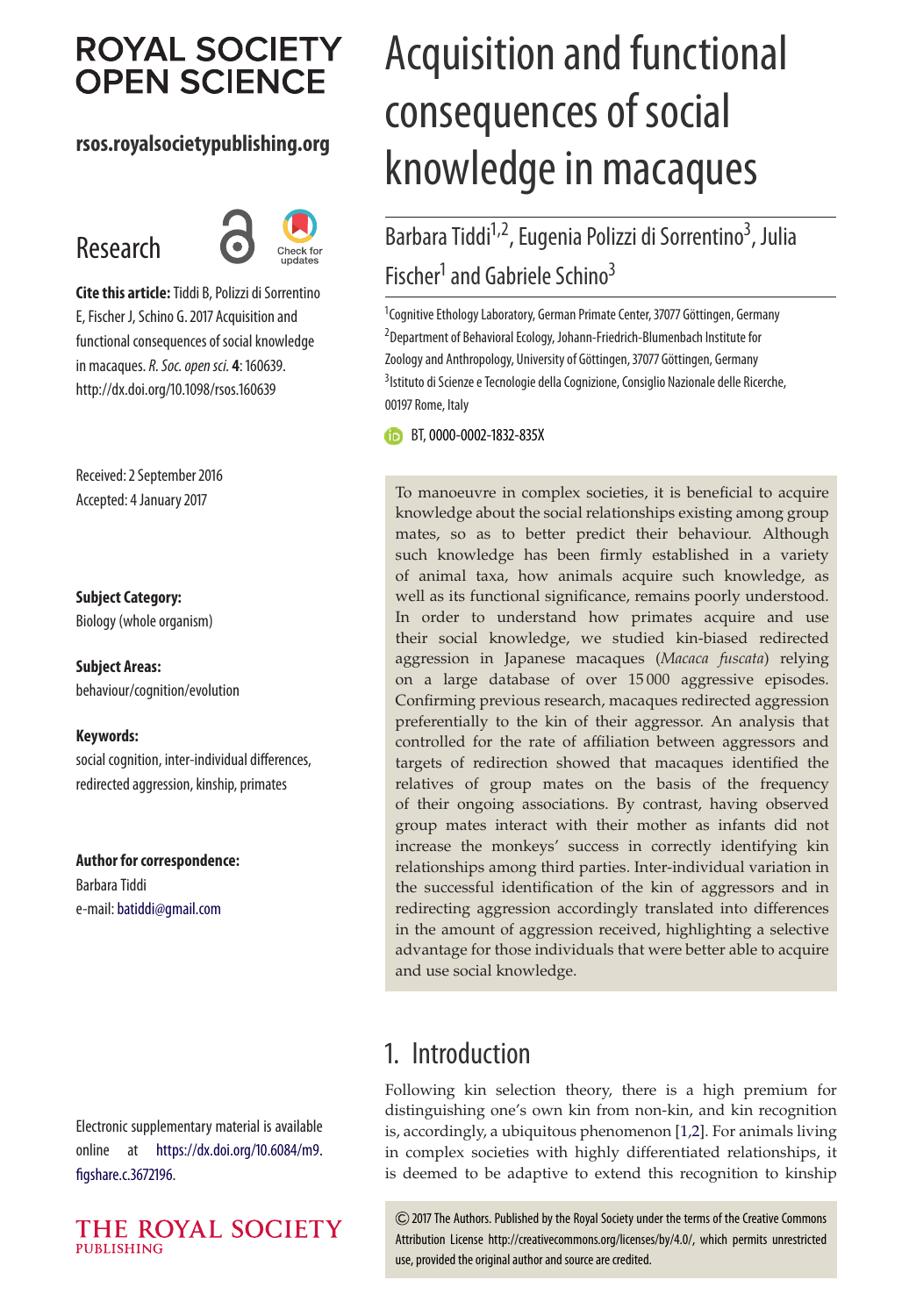# Acquisition and functional consequences of social knowledge in macaques

Barbara Tiddi[1,2], Eugenia Polizzi di Sorrentino[3], Julia Fischer[1] and Gabriele Schino[3]

[1]Cognitive Ethology Laboratory, German Primate Center, 37077 Göttingen, Germany
[2]Department of Behavioral Ecology, Johann-Friedrich-Blumenbach Institute for Zoology and Anthropology, University of Göttingen, 37077 Göttingen, Germany
[3]Istituto di Scienze e Tecnologie della Cognizione, Consiglio Nazionale delle Ricerche, 00197 Rome, Italy

BT, 0000-0002-1832-835X

**ROYAL SOCIETY OPEN SCIENCE**

**rsos.royalsocietypublishing.org**

Research

**Cite this article:** Tiddi B, Polizzi di Sorrentino E, Fischer J, Schino G. 2017 Acquisition and functional consequences of social knowledge in macaques. *R. Soc. open sci.* **4**: 160639. http://dx.doi.org/10.1098/rsos.160639

Received: 2 September 2016
Accepted: 4 January 2017

**Subject Category:**
Biology (whole organism)

**Subject Areas:**
behaviour/cognition/evolution

**Keywords:**
social cognition, inter-individual differences, redirected aggression, kinship, primates

**Author for correspondence:**
Barbara Tiddi
e-mail: batiddi@gmail.com

Electronic supplementary material is available online at https://dx.doi.org/10.6084/m9.figshare.c.3672196.

To manoeuvre in complex societies, it is beneficial to acquire knowledge about the social relationships existing among group mates, so as to better predict their behaviour. Although such knowledge has been firmly established in a variety of animal taxa, how animals acquire such knowledge, as well as its functional significance, remains poorly understood. In order to understand how primates acquire and use their social knowledge, we studied kin-biased redirected aggression in Japanese macaques (*Macaca fuscata*) relying on a large database of over 15 000 aggressive episodes. Confirming previous research, macaques redirected aggression preferentially to the kin of their aggressor. An analysis that controlled for the rate of affiliation between aggressors and targets of redirection showed that macaques identified the relatives of group mates on the basis of the frequency of their ongoing associations. By contrast, having observed group mates interact with their mother as infants did not increase the monkeys' success in correctly identifying kin relationships among third parties. Inter-individual variation in the successful identification of the kin of aggressors and in redirecting aggression accordingly translated into differences in the amount of aggression received, highlighting a selective advantage for those individuals that were better able to acquire and use social knowledge.

## 1. Introduction

Following kin selection theory, there is a high premium for distinguishing one's own kin from non-kin, and kin recognition is, accordingly, a ubiquitous phenomenon [1,2]. For animals living in complex societies with highly differentiated relationships, it is deemed to be adaptive to extend this recognition to kinship

© 2017 The Authors. Published by the Royal Society under the terms of the Creative Commons Attribution License http://creativecommons.org/licenses/by/4.0/, which permits unrestricted use, provided the original author and source are credited.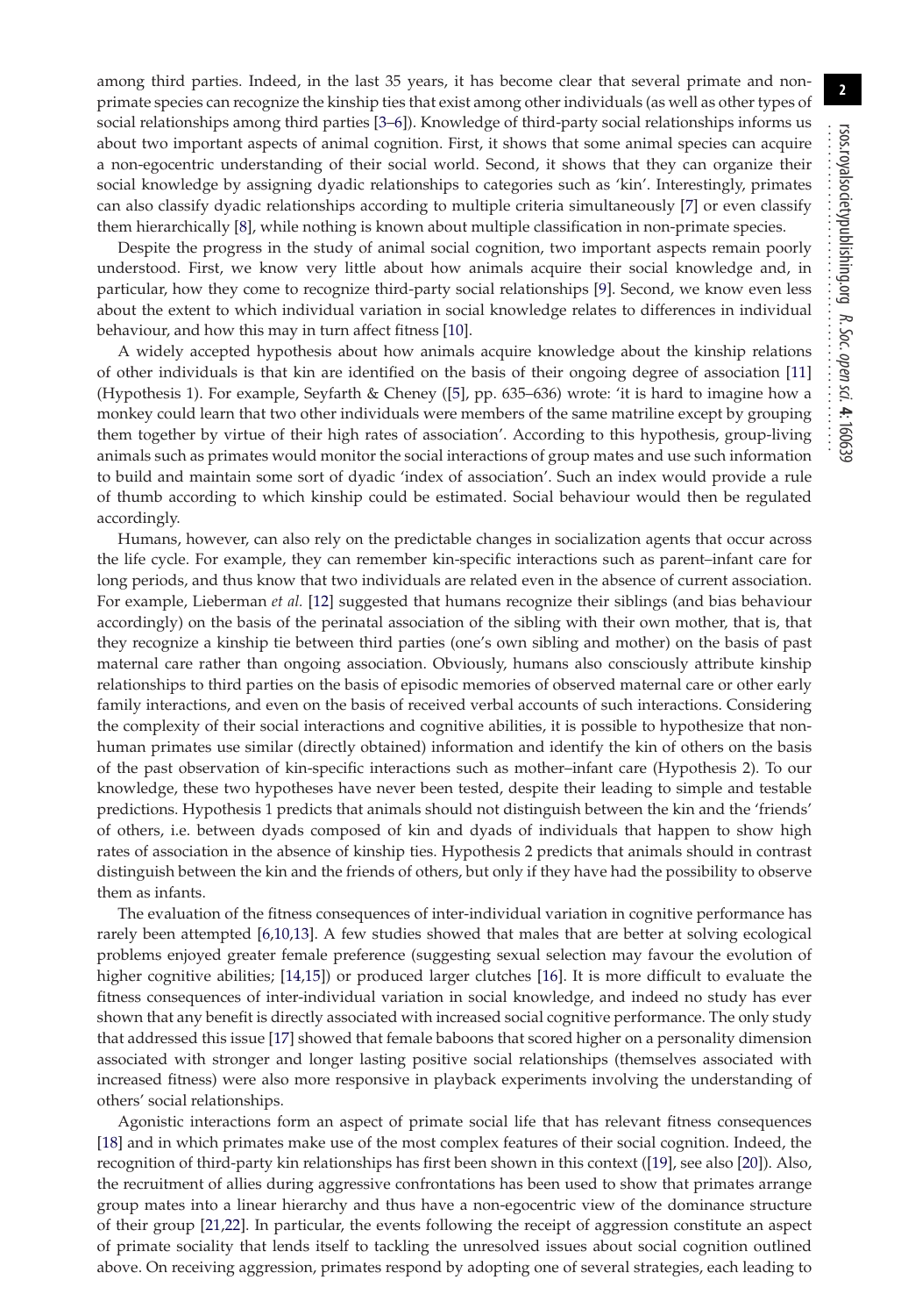among third parties. Indeed, in the last 35 years, it has become clear that several primate and non-primate species can recognize the kinship ties that exist among other individuals (as well as other types of social relationships among third parties [3–6]). Knowledge of third-party social relationships informs us about two important aspects of animal cognition. First, it shows that some animal species can acquire a non-egocentric understanding of their social world. Second, it shows that they can organize their social knowledge by assigning dyadic relationships to categories such as 'kin'. Interestingly, primates can also classify dyadic relationships according to multiple criteria simultaneously [7] or even classify them hierarchically [8], while nothing is known about multiple classification in non-primate species.

Despite the progress in the study of animal social cognition, two important aspects remain poorly understood. First, we know very little about how animals acquire their social knowledge and, in particular, how they come to recognize third-party social relationships [9]. Second, we know even less about the extent to which individual variation in social knowledge relates to differences in individual behaviour, and how this may in turn affect fitness [10].

A widely accepted hypothesis about how animals acquire knowledge about the kinship relations of other individuals is that kin are identified on the basis of their ongoing degree of association [11] (Hypothesis 1). For example, Seyfarth & Cheney ([5], pp. 635–636) wrote: 'it is hard to imagine how a monkey could learn that two other individuals were members of the same matriline except by grouping them together by virtue of their high rates of association'. According to this hypothesis, group-living animals such as primates would monitor the social interactions of group mates and use such information to build and maintain some sort of dyadic 'index of association'. Such an index would provide a rule of thumb according to which kinship could be estimated. Social behaviour would then be regulated accordingly.

Humans, however, can also rely on the predictable changes in socialization agents that occur across the life cycle. For example, they can remember kin-specific interactions such as parent–infant care for long periods, and thus know that two individuals are related even in the absence of current association. For example, Lieberman *et al.* [12] suggested that humans recognize their siblings (and bias behaviour accordingly) on the basis of the perinatal association of the sibling with their own mother, that is, that they recognize a kinship tie between third parties (one's own sibling and mother) on the basis of past maternal care rather than ongoing association. Obviously, humans also consciously attribute kinship relationships to third parties on the basis of episodic memories of observed maternal care or other early family interactions, and even on the basis of received verbal accounts of such interactions. Considering the complexity of their social interactions and cognitive abilities, it is possible to hypothesize that non-human primates use similar (directly obtained) information and identify the kin of others on the basis of the past observation of kin-specific interactions such as mother–infant care (Hypothesis 2). To our knowledge, these two hypotheses have never been tested, despite their leading to simple and testable predictions. Hypothesis 1 predicts that animals should not distinguish between the kin and the 'friends' of others, i.e. between dyads composed of kin and dyads of individuals that happen to show high rates of association in the absence of kinship ties. Hypothesis 2 predicts that animals should in contrast distinguish between the kin and the friends of others, but only if they have had the possibility to observe them as infants.

The evaluation of the fitness consequences of inter-individual variation in cognitive performance has rarely been attempted [6,10,13]. A few studies showed that males that are better at solving ecological problems enjoyed greater female preference (suggesting sexual selection may favour the evolution of higher cognitive abilities; [14,15]) or produced larger clutches [16]. It is more difficult to evaluate the fitness consequences of inter-individual variation in social knowledge, and indeed no study has ever shown that any benefit is directly associated with increased social cognitive performance. The only study that addressed this issue [17] showed that female baboons that scored higher on a personality dimension associated with stronger and longer lasting positive social relationships (themselves associated with increased fitness) were also more responsive in playback experiments involving the understanding of others' social relationships.

Agonistic interactions form an aspect of primate social life that has relevant fitness consequences [18] and in which primates make use of the most complex features of their social cognition. Indeed, the recognition of third-party kin relationships has first been shown in this context ([19], see also [20]). Also, the recruitment of allies during aggressive confrontations has been used to show that primates arrange group mates into a linear hierarchy and thus have a non-egocentric view of the dominance structure of their group [21,22]. In particular, the events following the receipt of aggression constitute an aspect of primate sociality that lends itself to tackling the unresolved issues about social cognition outlined above. On receiving aggression, primates respond by adopting one of several strategies, each leading to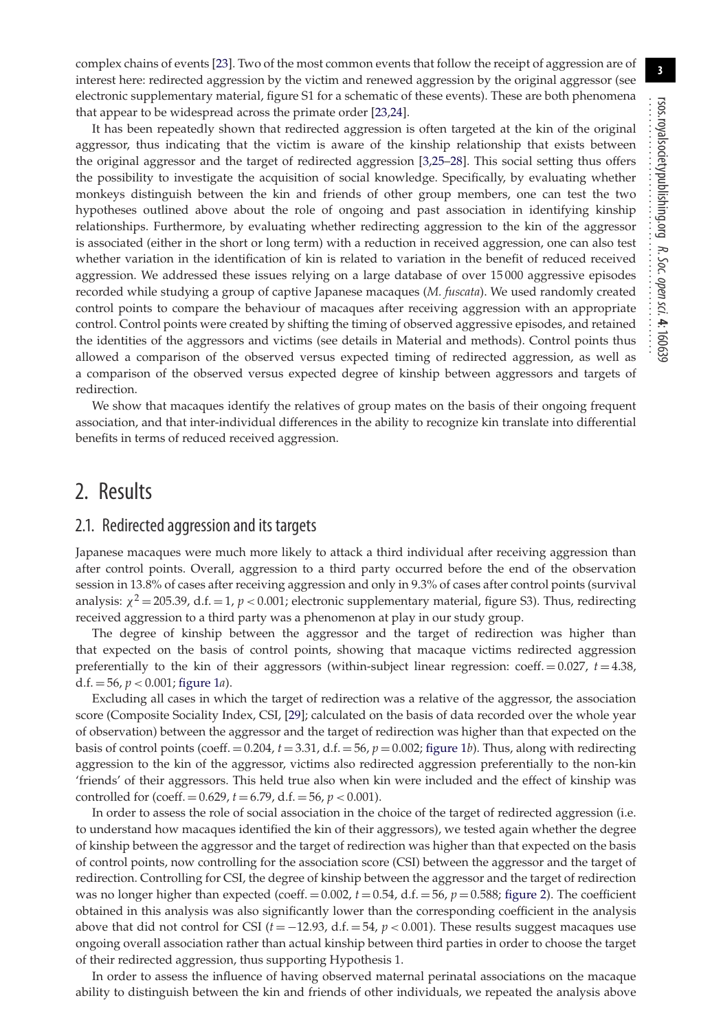complex chains of events [23]. Two of the most common events that follow the receipt of aggression are of interest here: redirected aggression by the victim and renewed aggression by the original aggressor (see electronic supplementary material, figure S1 for a schematic of these events). These are both phenomena that appear to be widespread across the primate order [23,24].

It has been repeatedly shown that redirected aggression is often targeted at the kin of the original aggressor, thus indicating that the victim is aware of the kinship relationship that exists between the original aggressor and the target of redirected aggression [3,25–28]. This social setting thus offers the possibility to investigate the acquisition of social knowledge. Specifically, by evaluating whether monkeys distinguish between the kin and friends of other group members, one can test the two hypotheses outlined above about the role of ongoing and past association in identifying kinship relationships. Furthermore, by evaluating whether redirecting aggression to the kin of the aggressor is associated (either in the short or long term) with a reduction in received aggression, one can also test whether variation in the identification of kin is related to variation in the benefit of reduced received aggression. We addressed these issues relying on a large database of over 15 000 aggressive episodes recorded while studying a group of captive Japanese macaques (*M. fuscata*). We used randomly created control points to compare the behaviour of macaques after receiving aggression with an appropriate control. Control points were created by shifting the timing of observed aggressive episodes, and retained the identities of the aggressors and victims (see details in Material and methods). Control points thus allowed a comparison of the observed versus expected timing of redirected aggression, as well as a comparison of the observed versus expected degree of kinship between aggressors and targets of redirection.

We show that macaques identify the relatives of group mates on the basis of their ongoing frequent association, and that inter-individual differences in the ability to recognize kin translate into differential benefits in terms of reduced received aggression.

## 2. Results

### 2.1. Redirected aggression and its targets

Japanese macaques were much more likely to attack a third individual after receiving aggression than after control points. Overall, aggression to a third party occurred before the end of the observation session in 13.8% of cases after receiving aggression and only in 9.3% of cases after control points (survival analysis: $\chi^2 = 205.39$, d.f. $= 1$, $p < 0.001$; electronic supplementary material, figure S3). Thus, redirecting received aggression to a third party was a phenomenon at play in our study group.

The degree of kinship between the aggressor and the target of redirection was higher than that expected on the basis of control points, showing that macaque victims redirected aggression preferentially to the kin of their aggressors (within-subject linear regression: coeff. $= 0.027$, $t = 4.38$, d.f. $= 56$, $p < 0.001$; figure 1*a*).

Excluding all cases in which the target of redirection was a relative of the aggressor, the association score (Composite Sociality Index, CSI, [29]; calculated on the basis of data recorded over the whole year of observation) between the aggressor and the target of redirection was higher than that expected on the basis of control points (coeff. $= 0.204$, $t = 3.31$, d.f. $= 56$, $p = 0.002$; figure 1*b*). Thus, along with redirecting aggression to the kin of the aggressor, victims also redirected aggression preferentially to the non-kin 'friends' of their aggressors. This held true also when kin were included and the effect of kinship was controlled for (coeff. $= 0.629$, $t = 6.79$, d.f. $= 56$, $p < 0.001$).

In order to assess the role of social association in the choice of the target of redirected aggression (i.e. to understand how macaques identified the kin of their aggressors), we tested again whether the degree of kinship between the aggressor and the target of redirection was higher than that expected on the basis of control points, now controlling for the association score (CSI) between the aggressor and the target of redirection. Controlling for CSI, the degree of kinship between the aggressor and the target of redirection was no longer higher than expected (coeff. $= 0.002$, $t = 0.54$, d.f. $= 56$, $p = 0.588$; figure 2). The coefficient obtained in this analysis was also significantly lower than the corresponding coefficient in the analysis above that did not control for CSI ($t = -12.93$, d.f. $= 54$, $p < 0.001$). These results suggest macaques use ongoing overall association rather than actual kinship between third parties in order to choose the target of their redirected aggression, thus supporting Hypothesis 1.

In order to assess the influence of having observed maternal perinatal associations on the macaque ability to distinguish between the kin and friends of other individuals, we repeated the analysis above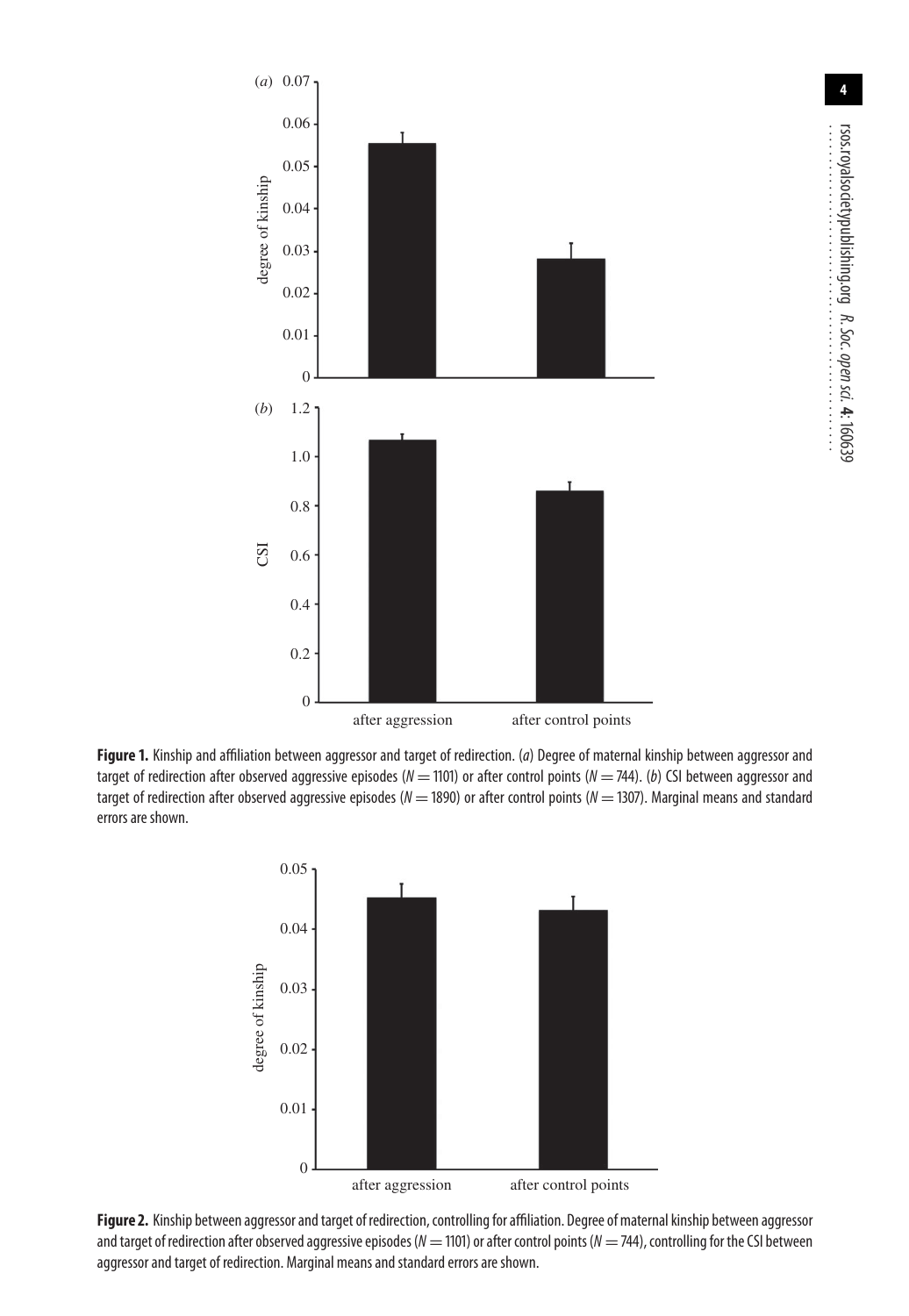**Figure 1.** Kinship and affiliation between aggressor and target of redirection. (*a*) Degree of maternal kinship between aggressor and target of redirection after observed aggressive episodes ($N = 1101$) or after control points ($N = 744$). (*b*) CSI between aggressor and target of redirection after observed aggressive episodes ($N = 1890$) or after control points ($N = 1307$). Marginal means and standard errors are shown.

**Figure 2.** Kinship between aggressor and target of redirection, controlling for affiliation. Degree of maternal kinship between aggressor and target of redirection after observed aggressive episodes ($N = 1101$) or after control points ($N = 744$), controlling for the CSI between aggressor and target of redirection. Marginal means and standard errors are shown.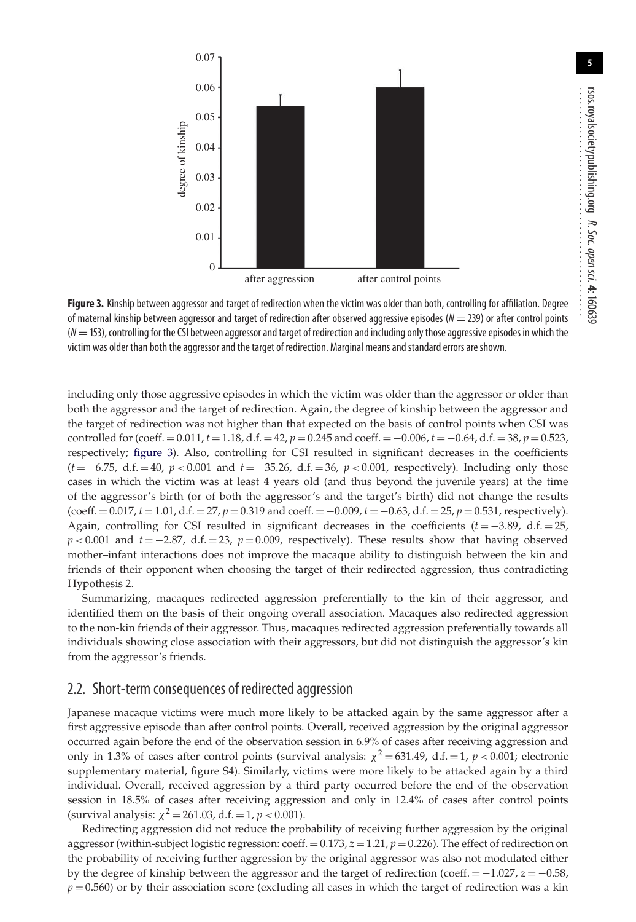**Figure 3.** Kinship between aggressor and target of redirection when the victim was older than both, controlling for affiliation. Degree of maternal kinship between aggressor and target of redirection after observed aggressive episodes ($N = 239$) or after control points ($N = 153$), controlling for the CSI between aggressor and target of redirection and including only those aggressive episodes in which the victim was older than both the aggressor and the target of redirection. Marginal means and standard errors are shown.

including only those aggressive episodes in which the victim was older than the aggressor or older than both the aggressor and the target of redirection. Again, the degree of kinship between the aggressor and the target of redirection was not higher than that expected on the basis of control points when CSI was controlled for (coeff. = 0.011, $t = 1.18$, d.f. = 42, $p = 0.245$ and coeff. = −0.006, $t = -0.64$, d.f. = 38, $p = 0.523$, respectively; figure 3). Also, controlling for CSI resulted in significant decreases in the coefficients ($t = -6.75$, d.f. = 40, $p < 0.001$ and $t = -35.26$, d.f. = 36, $p < 0.001$, respectively). Including only those cases in which the victim was at least 4 years old (and thus beyond the juvenile years) at the time of the aggressor's birth (or of both the aggressor's and the target's birth) did not change the results (coeff. = 0.017, $t = 1.01$, d.f. = 27, $p = 0.319$ and coeff. = −0.009, $t = -0.63$, d.f. = 25, $p = 0.531$, respectively). Again, controlling for CSI resulted in significant decreases in the coefficients ($t = -3.89$, d.f. = 25, $p < 0.001$ and $t = -2.87$, d.f. = 23, $p = 0.009$, respectively). These results show that having observed mother–infant interactions does not improve the macaque ability to distinguish between the kin and friends of their opponent when choosing the target of their redirected aggression, thus contradicting Hypothesis 2.

Summarizing, macaques redirected aggression preferentially to the kin of their aggressor, and identified them on the basis of their ongoing overall association. Macaques also redirected aggression to the non-kin friends of their aggressor. Thus, macaques redirected aggression preferentially towards all individuals showing close association with their aggressors, but did not distinguish the aggressor's kin from the aggressor's friends.

## 2.2. Short-term consequences of redirected aggression

Japanese macaque victims were much more likely to be attacked again by the same aggressor after a first aggressive episode than after control points. Overall, received aggression by the original aggressor occurred again before the end of the observation session in 6.9% of cases after receiving aggression and only in 1.3% of cases after control points (survival analysis: $\chi^2 = 631.49$, d.f. = 1, $p < 0.001$; electronic supplementary material, figure S4). Similarly, victims were more likely to be attacked again by a third individual. Overall, received aggression by a third party occurred before the end of the observation session in 18.5% of cases after receiving aggression and only in 12.4% of cases after control points (survival analysis: $\chi^2 = 261.03$, d.f. = 1, $p < 0.001$).

Redirecting aggression did not reduce the probability of receiving further aggression by the original aggressor (within-subject logistic regression: coeff. = 0.173, $z = 1.21$, $p = 0.226$). The effect of redirection on the probability of receiving further aggression by the original aggressor was also not modulated either by the degree of kinship between the aggressor and the target of redirection (coeff. = −1.027, $z = -0.58$, $p = 0.560$) or by their association score (excluding all cases in which the target of redirection was a kin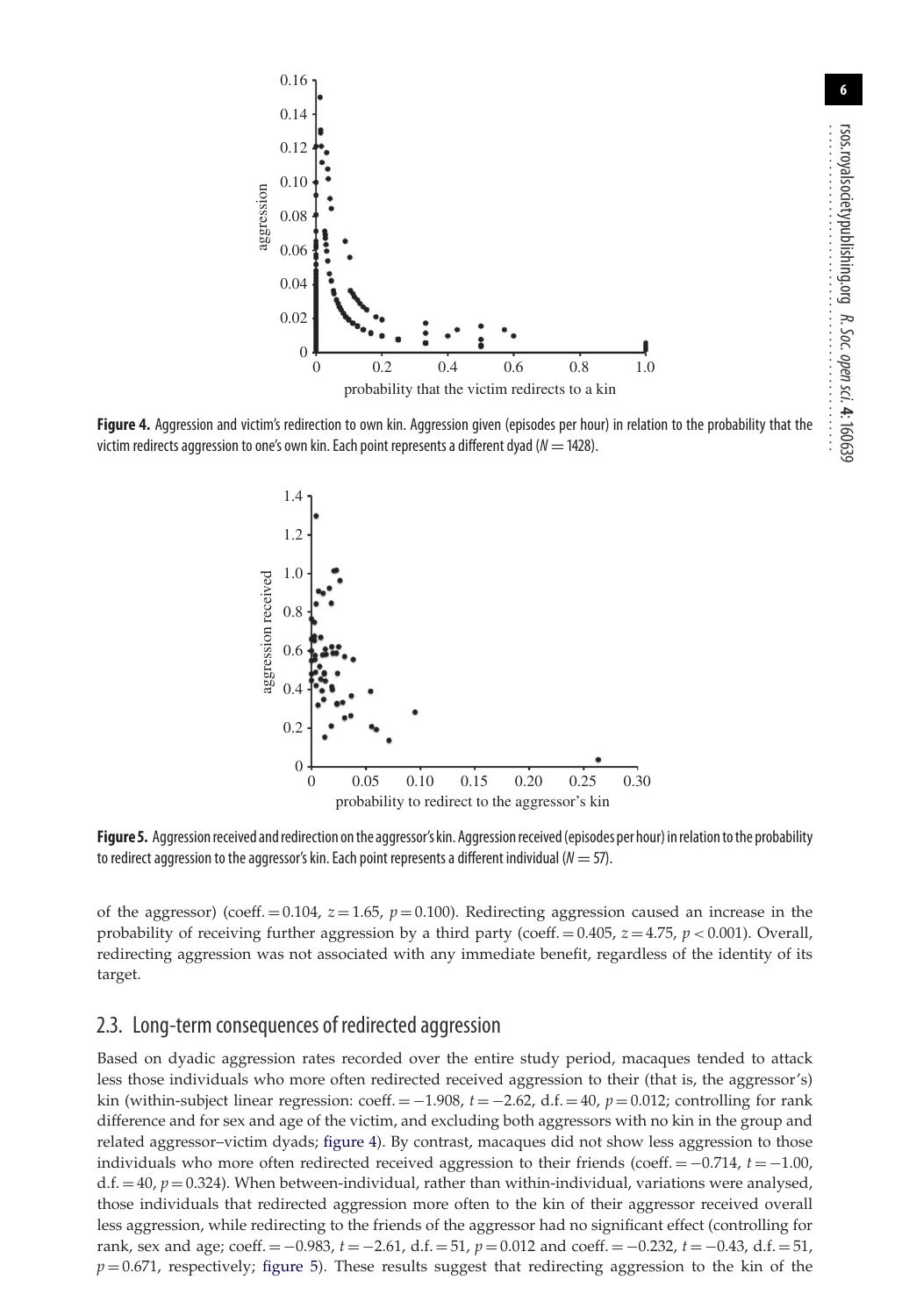**Figure 4.** Aggression and victim's redirection to own kin. Aggression given (episodes per hour) in relation to the probability that the victim redirects aggression to one's own kin. Each point represents a different dyad ($N = 1428$).

**Figure 5.** Aggression received and redirection on the aggressor's kin. Aggression received (episodes per hour) in relation to the probability to redirect aggression to the aggressor's kin. Each point represents a different individual ($N = 57$).

of the aggressor) (coeff. $= 0.104$, $z = 1.65$, $p = 0.100$). Redirecting aggression caused an increase in the probability of receiving further aggression by a third party (coeff. $= 0.405$, $z = 4.75$, $p < 0.001$). Overall, redirecting aggression was not associated with any immediate benefit, regardless of the identity of its target.

## 2.3. Long-term consequences of redirected aggression

Based on dyadic aggression rates recorded over the entire study period, macaques tended to attack less those individuals who more often redirected received aggression to their (that is, the aggressor's) kin (within-subject linear regression: coeff. $= -1.908$, $t = -2.62$, d.f. $= 40$, $p = 0.012$; controlling for rank difference and for sex and age of the victim, and excluding both aggressors with no kin in the group and related aggressor–victim dyads; figure 4). By contrast, macaques did not show less aggression to those individuals who more often redirected received aggression to their friends (coeff. $= -0.714$, $t = -1.00$, d.f. $= 40$, $p = 0.324$). When between-individual, rather than within-individual, variations were analysed, those individuals that redirected aggression more often to the kin of their aggressor received overall less aggression, while redirecting to the friends of the aggressor had no significant effect (controlling for rank, sex and age; coeff. $= -0.983$, $t = -2.61$, d.f. $= 51$, $p = 0.012$ and coeff. $= -0.232$, $t = -0.43$, d.f. $= 51$, $p = 0.671$, respectively; figure 5). These results suggest that redirecting aggression to the kin of the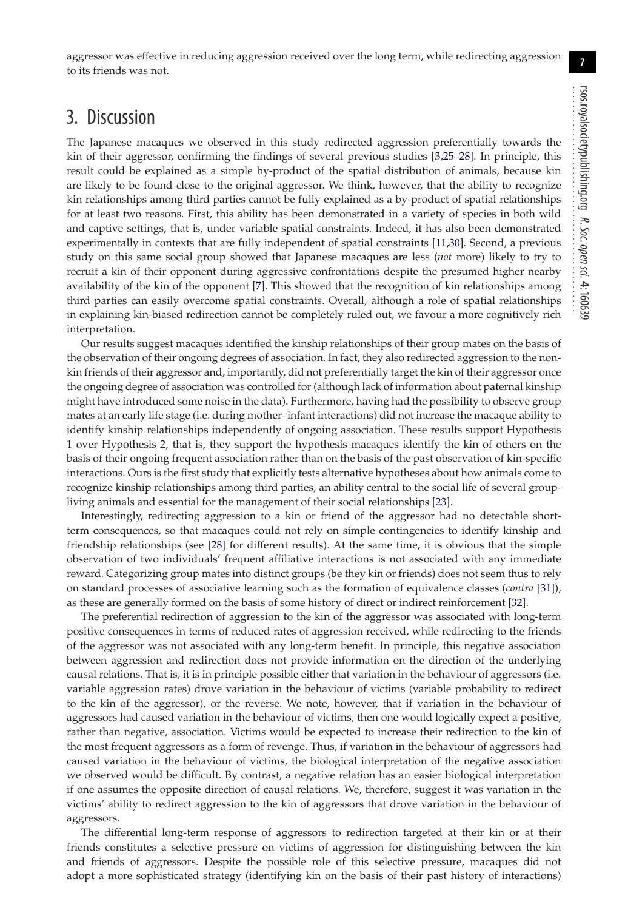aggressor was effective in reducing aggression received over the long term, while redirecting aggression to its friends was not.

## 3. Discussion

The Japanese macaques we observed in this study redirected aggression preferentially towards the kin of their aggressor, confirming the findings of several previous studies [3,25–28]. In principle, this result could be explained as a simple by-product of the spatial distribution of animals, because kin are likely to be found close to the original aggressor. We think, however, that the ability to recognize kin relationships among third parties cannot be fully explained as a by-product of spatial relationships for at least two reasons. First, this ability has been demonstrated in a variety of species in both wild and captive settings, that is, under variable spatial constraints. Indeed, it has also been demonstrated experimentally in contexts that are fully independent of spatial constraints [11,30]. Second, a previous study on this same social group showed that Japanese macaques are less (*not* more) likely to try to recruit a kin of their opponent during aggressive confrontations despite the presumed higher nearby availability of the kin of the opponent [7]. This showed that the recognition of kin relationships among third parties can easily overcome spatial constraints. Overall, although a role of spatial relationships in explaining kin-biased redirection cannot be completely ruled out, we favour a more cognitively rich interpretation.

Our results suggest macaques identified the kinship relationships of their group mates on the basis of the observation of their ongoing degrees of association. In fact, they also redirected aggression to the non-kin friends of their aggressor and, importantly, did not preferentially target the kin of their aggressor once the ongoing degree of association was controlled for (although lack of information about paternal kinship might have introduced some noise in the data). Furthermore, having had the possibility to observe group mates at an early life stage (i.e. during mother–infant interactions) did not increase the macaque ability to identify kinship relationships independently of ongoing association. These results support Hypothesis 1 over Hypothesis 2, that is, they support the hypothesis macaques identify the kin of others on the basis of their ongoing frequent association rather than on the basis of the past observation of kin-specific interactions. Ours is the first study that explicitly tests alternative hypotheses about how animals come to recognize kinship relationships among third parties, an ability central to the social life of several group-living animals and essential for the management of their social relationships [23].

Interestingly, redirecting aggression to a kin or friend of the aggressor had no detectable short-term consequences, so that macaques could not rely on simple contingencies to identify kinship and friendship relationships (see [28] for different results). At the same time, it is obvious that the simple observation of two individuals' frequent affiliative interactions is not associated with any immediate reward. Categorizing group mates into distinct groups (be they kin or friends) does not seem thus to rely on standard processes of associative learning such as the formation of equivalence classes (*contra* [31]), as these are generally formed on the basis of some history of direct or indirect reinforcement [32].

The preferential redirection of aggression to the kin of the aggressor was associated with long-term positive consequences in terms of reduced rates of aggression received, while redirecting to the friends of the aggressor was not associated with any long-term benefit. In principle, this negative association between aggression and redirection does not provide information on the direction of the underlying causal relations. That is, it is in principle possible either that variation in the behaviour of aggressors (i.e. variable aggression rates) drove variation in the behaviour of victims (variable probability to redirect to the kin of the aggressor), or the reverse. We note, however, that if variation in the behaviour of aggressors had caused variation in the behaviour of victims, then one would logically expect a positive, rather than negative, association. Victims would be expected to increase their redirection to the kin of the most frequent aggressors as a form of revenge. Thus, if variation in the behaviour of aggressors had caused variation in the behaviour of victims, the biological interpretation of the negative association we observed would be difficult. By contrast, a negative relation has an easier biological interpretation if one assumes the opposite direction of causal relations. We, therefore, suggest it was variation in the victims' ability to redirect aggression to the kin of aggressors that drove variation in the behaviour of aggressors.

The differential long-term response of aggressors to redirection targeted at their kin or at their friends constitutes a selective pressure on victims of aggression for distinguishing between the kin and friends of aggressors. Despite the possible role of this selective pressure, macaques did not adopt a more sophisticated strategy (identifying kin on the basis of their past history of interactions)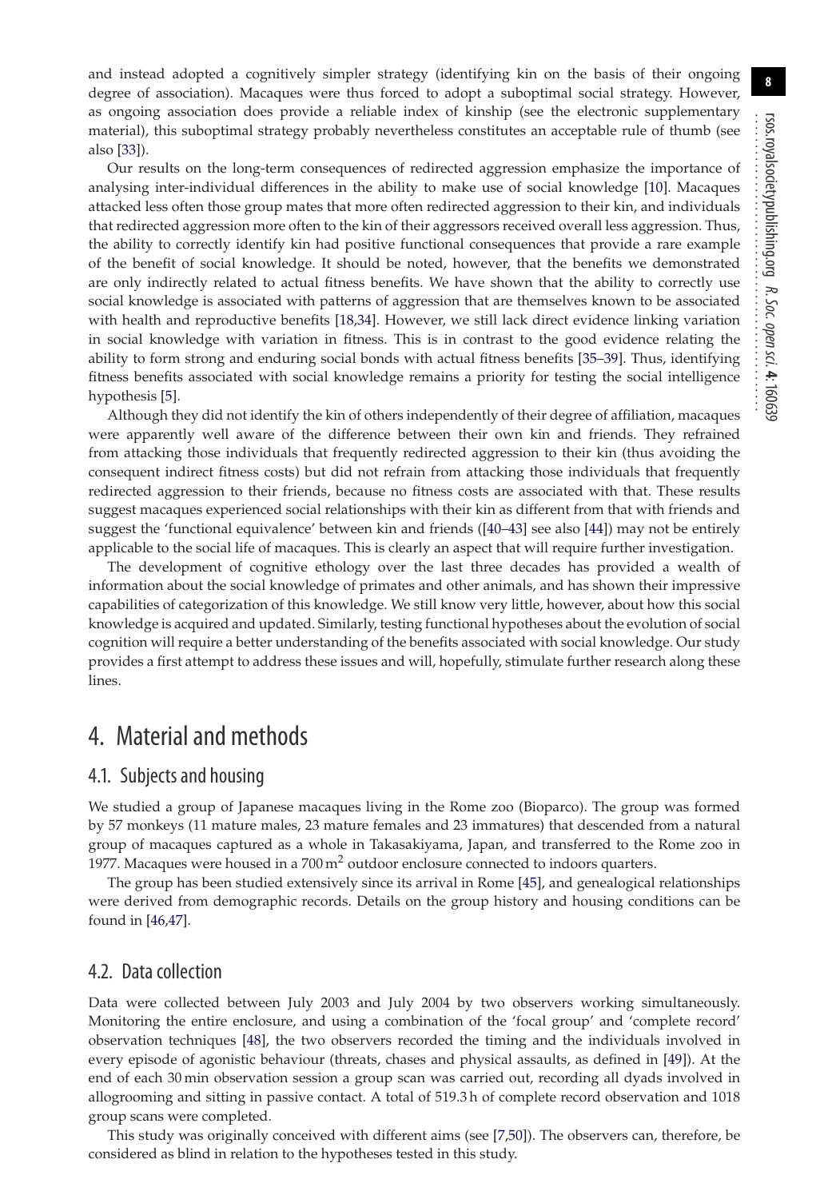and instead adopted a cognitively simpler strategy (identifying kin on the basis of their ongoing degree of association). Macaques were thus forced to adopt a suboptimal social strategy. However, as ongoing association does provide a reliable index of kinship (see the electronic supplementary material), this suboptimal strategy probably nevertheless constitutes an acceptable rule of thumb (see also [33]).

Our results on the long-term consequences of redirected aggression emphasize the importance of analysing inter-individual differences in the ability to make use of social knowledge [10]. Macaques attacked less often those group mates that more often redirected aggression to their kin, and individuals that redirected aggression more often to the kin of their aggressors received overall less aggression. Thus, the ability to correctly identify kin had positive functional consequences that provide a rare example of the benefit of social knowledge. It should be noted, however, that the benefits we demonstrated are only indirectly related to actual fitness benefits. We have shown that the ability to correctly use social knowledge is associated with patterns of aggression that are themselves known to be associated with health and reproductive benefits [18,34]. However, we still lack direct evidence linking variation in social knowledge with variation in fitness. This is in contrast to the good evidence relating the ability to form strong and enduring social bonds with actual fitness benefits [35–39]. Thus, identifying fitness benefits associated with social knowledge remains a priority for testing the social intelligence hypothesis [5].

Although they did not identify the kin of others independently of their degree of affiliation, macaques were apparently well aware of the difference between their own kin and friends. They refrained from attacking those individuals that frequently redirected aggression to their kin (thus avoiding the consequent indirect fitness costs) but did not refrain from attacking those individuals that frequently redirected aggression to their friends, because no fitness costs are associated with that. These results suggest macaques experienced social relationships with their kin as different from that with friends and suggest the 'functional equivalence' between kin and friends ([40–43] see also [44]) may not be entirely applicable to the social life of macaques. This is clearly an aspect that will require further investigation.

The development of cognitive ethology over the last three decades has provided a wealth of information about the social knowledge of primates and other animals, and has shown their impressive capabilities of categorization of this knowledge. We still know very little, however, about how this social knowledge is acquired and updated. Similarly, testing functional hypotheses about the evolution of social cognition will require a better understanding of the benefits associated with social knowledge. Our study provides a first attempt to address these issues and will, hopefully, stimulate further research along these lines.

# 4. Material and methods

## 4.1. Subjects and housing

We studied a group of Japanese macaques living in the Rome zoo (Bioparco). The group was formed by 57 monkeys (11 mature males, 23 mature females and 23 immatures) that descended from a natural group of macaques captured as a whole in Takasakiyama, Japan, and transferred to the Rome zoo in 1977. Macaques were housed in a 700 $m^2$ outdoor enclosure connected to indoors quarters.

The group has been studied extensively since its arrival in Rome [45], and genealogical relationships were derived from demographic records. Details on the group history and housing conditions can be found in [46,47].

## 4.2. Data collection

Data were collected between July 2003 and July 2004 by two observers working simultaneously. Monitoring the entire enclosure, and using a combination of the 'focal group' and 'complete record' observation techniques [48], the two observers recorded the timing and the individuals involved in every episode of agonistic behaviour (threats, chases and physical assaults, as defined in [49]). At the end of each 30 min observation session a group scan was carried out, recording all dyads involved in allogrooming and sitting in passive contact. A total of 519.3 h of complete record observation and 1018 group scans were completed.

This study was originally conceived with different aims (see [7,50]). The observers can, therefore, be considered as blind in relation to the hypotheses tested in this study.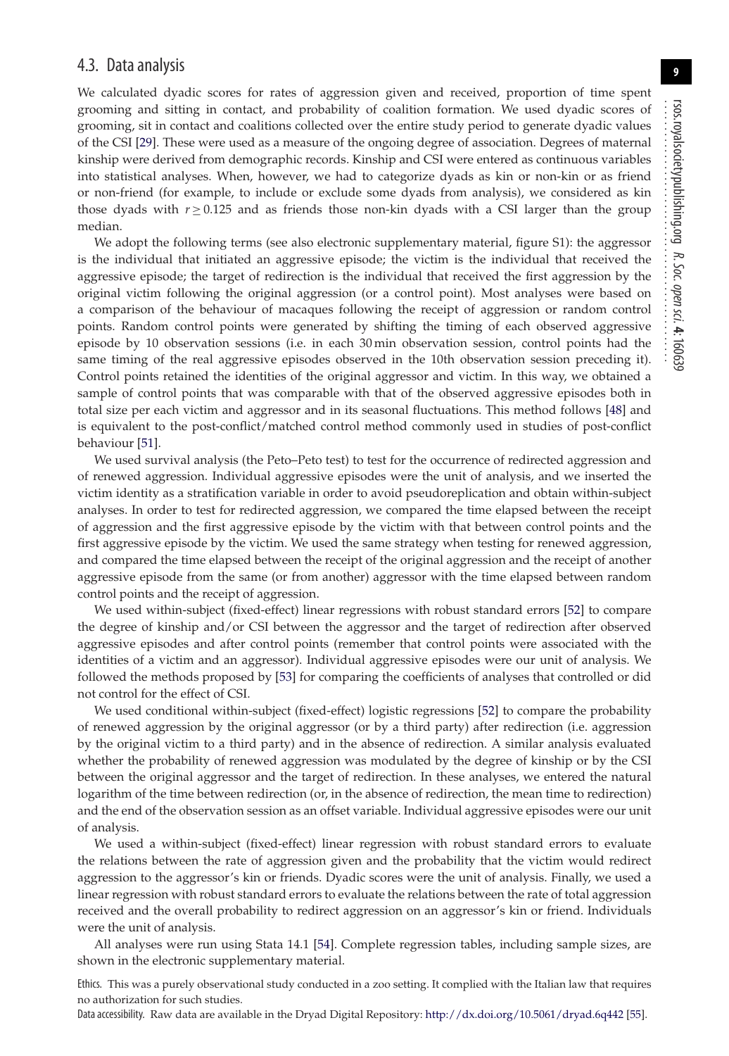## 4.3. Data analysis

We calculated dyadic scores for rates of aggression given and received, proportion of time spent grooming and sitting in contact, and probability of coalition formation. We used dyadic scores of grooming, sit in contact and coalitions collected over the entire study period to generate dyadic values of the CSI [29]. These were used as a measure of the ongoing degree of association. Degrees of maternal kinship were derived from demographic records. Kinship and CSI were entered as continuous variables into statistical analyses. When, however, we had to categorize dyads as kin or non-kin or as friend or non-friend (for example, to include or exclude some dyads from analysis), we considered as kin those dyads with $r \geq 0.125$ and as friends those non-kin dyads with a CSI larger than the group median.

We adopt the following terms (see also electronic supplementary material, figure S1): the aggressor is the individual that initiated an aggressive episode; the victim is the individual that received the aggressive episode; the target of redirection is the individual that received the first aggression by the original victim following the original aggression (or a control point). Most analyses were based on a comparison of the behaviour of macaques following the receipt of aggression or random control points. Random control points were generated by shifting the timing of each observed aggressive episode by 10 observation sessions (i.e. in each 30 min observation session, control points had the same timing of the real aggressive episodes observed in the 10th observation session preceding it). Control points retained the identities of the original aggressor and victim. In this way, we obtained a sample of control points that was comparable with that of the observed aggressive episodes both in total size per each victim and aggressor and in its seasonal fluctuations. This method follows [48] and is equivalent to the post-conflict/matched control method commonly used in studies of post-conflict behaviour [51].

We used survival analysis (the Peto–Peto test) to test for the occurrence of redirected aggression and of renewed aggression. Individual aggressive episodes were the unit of analysis, and we inserted the victim identity as a stratification variable in order to avoid pseudoreplication and obtain within-subject analyses. In order to test for redirected aggression, we compared the time elapsed between the receipt of aggression and the first aggressive episode by the victim with that between control points and the first aggressive episode by the victim. We used the same strategy when testing for renewed aggression, and compared the time elapsed between the receipt of the original aggression and the receipt of another aggressive episode from the same (or from another) aggressor with the time elapsed between random control points and the receipt of aggression.

We used within-subject (fixed-effect) linear regressions with robust standard errors [52] to compare the degree of kinship and/or CSI between the aggressor and the target of redirection after observed aggressive episodes and after control points (remember that control points were associated with the identities of a victim and an aggressor). Individual aggressive episodes were our unit of analysis. We followed the methods proposed by [53] for comparing the coefficients of analyses that controlled or did not control for the effect of CSI.

We used conditional within-subject (fixed-effect) logistic regressions [52] to compare the probability of renewed aggression by the original aggressor (or by a third party) after redirection (i.e. aggression by the original victim to a third party) and in the absence of redirection. A similar analysis evaluated whether the probability of renewed aggression was modulated by the degree of kinship or by the CSI between the original aggressor and the target of redirection. In these analyses, we entered the natural logarithm of the time between redirection (or, in the absence of redirection, the mean time to redirection) and the end of the observation session as an offset variable. Individual aggressive episodes were our unit of analysis.

We used a within-subject (fixed-effect) linear regression with robust standard errors to evaluate the relations between the rate of aggression given and the probability that the victim would redirect aggression to the aggressor's kin or friends. Dyadic scores were the unit of analysis. Finally, we used a linear regression with robust standard errors to evaluate the relations between the rate of total aggression received and the overall probability to redirect aggression on an aggressor's kin or friend. Individuals were the unit of analysis.

All analyses were run using Stata 14.1 [54]. Complete regression tables, including sample sizes, are shown in the electronic supplementary material.

Ethics. This was a purely observational study conducted in a zoo setting. It complied with the Italian law that requires no authorization for such studies.

Data accessibility. Raw data are available in the Dryad Digital Repository: http://dx.doi.org/10.5061/dryad.6q442 [55].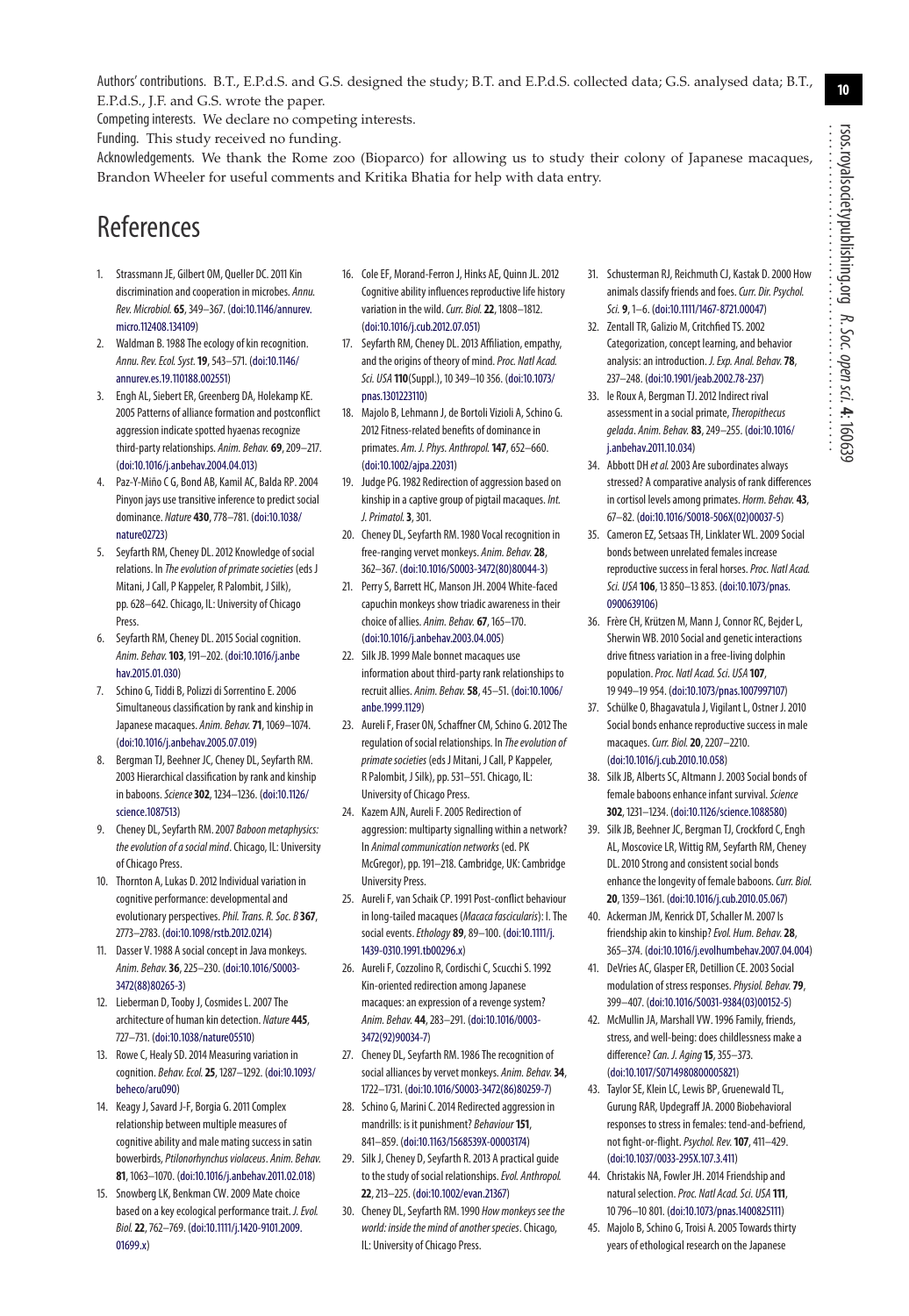Authors' contributions. B.T., E.P.d.S. and G.S. designed the study; B.T. and E.P.d.S. collected data; G.S. analysed data; B.T., E.P.d.S., J.F. and G.S. wrote the paper.

Competing interests. We declare no competing interests.

Funding. This study received no funding.

Acknowledgements. We thank the Rome zoo (Bioparco) for allowing us to study their colony of Japanese macaques, Brandon Wheeler for useful comments and Kritika Bhatia for help with data entry.

# References

1. Strassmann JE, Gilbert OM, Queller DC. 2011 Kin discrimination and cooperation in microbes. *Annu. Rev. Microbiol.* **65**, 349–367. (doi:10.1146/annurev.micro.112408.134109)
2. Waldman B. 1988 The ecology of kin recognition. *Annu. Rev. Ecol. Syst.* **19**, 543–571. (doi:10.1146/annurev.es.19.110188.002551)
3. Engh AL, Siebert ER, Greenberg DA, Holekamp KE. 2005 Patterns of alliance formation and postconflict aggression indicate spotted hyaenas recognize third-party relationships. *Anim. Behav.* **69**, 209–217. (doi:10.1016/j.anbehav.2004.04.013)
4. Paz-Y-Miño C G, Bond AB, Kamil AC, Balda RP. 2004 Pinyon jays use transitive inference to predict social dominance. *Nature* **430**, 778–781. (doi:10.1038/nature02723)
5. Seyfarth RM, Cheney DL. 2012 Knowledge of social relations. In *The evolution of primate societies* (eds J Mitani, J Call, P Kappeler, R Palombit, J Silk), pp. 628–642. Chicago, IL: University of Chicago Press.
6. Seyfarth RM, Cheney DL. 2015 Social cognition. *Anim. Behav.* **103**, 191–202. (doi:10.1016/j.anbehav.2015.01.030)
7. Schino G, Tiddi B, Polizzi di Sorrentino E. 2006 Simultaneous classification by rank and kinship in Japanese macaques. *Anim. Behav.* **71**, 1069–1074. (doi:10.1016/j.anbehav.2005.07.019)
8. Bergman TJ, Beehner JC, Cheney DL, Seyfarth RM. 2003 Hierarchical classification by rank and kinship in baboons. *Science* **302**, 1234–1236. (doi:10.1126/science.1087513)
9. Cheney DL, Seyfarth RM. 2007 *Baboon metaphysics: the evolution of a social mind*. Chicago, IL: University of Chicago Press.
10. Thornton A, Lukas D. 2012 Individual variation in cognitive performance: developmental and evolutionary perspectives. *Phil. Trans. R. Soc. B* **367**, 2773–2783. (doi:10.1098/rstb.2012.0214)
11. Dasser V. 1988 A social concept in Java monkeys. *Anim. Behav.* **36**, 225–230. (doi:10.1016/S0003-3472(88)80265-3)
12. Lieberman D, Tooby J, Cosmides L. 2007 The architecture of human kin detection. *Nature* **445**, 727–731. (doi:10.1038/nature05510)
13. Rowe C, Healy SD. 2014 Measuring variation in cognition. *Behav. Ecol.* **25**, 1287–1292. (doi:10.1093/beheco/aru090)
14. Keagy J, Savard J-F, Borgia G. 2011 Complex relationship between multiple measures of cognitive ability and male mating success in satin bowerbirds, *Ptilonorhynchus violaceus*. *Anim. Behav.* **81**, 1063–1070. (doi:10.1016/j.anbehav.2011.02.018)
15. Snowberg LK, Benkman CW. 2009 Mate choice based on a key ecological performance trait. *J. Evol. Biol.* **22**, 762–769. (doi:10.1111/j.1420-9101.2009.01699.x)
16. Cole EF, Morand-Ferron J, Hinks AE, Quinn JL. 2012 Cognitive ability influences reproductive life history variation in the wild. *Curr. Biol.* **22**, 1808–1812. (doi:10.1016/j.cub.2012.07.051)
17. Seyfarth RM, Cheney DL. 2013 Affiliation, empathy, and the origins of theory of mind. *Proc. Natl Acad. Sci. USA* **110**(Suppl.), 10 349–10 356. (doi:10.1073/pnas.1301223110)
18. Majolo B, Lehmann J, de Bortoli Vizioli A, Schino G. 2012 Fitness-related benefits of dominance in primates. *Am. J. Phys. Anthropol.* **147**, 652–660. (doi:10.1002/ajpa.22031)
19. Judge PG. 1982 Redirection of aggression based on kinship in a captive group of pigtail macaques. *Int. J. Primatol.* **3**, 301.
20. Cheney DL, Seyfarth RM. 1980 Vocal recognition in free-ranging vervet monkeys. *Anim. Behav.* **28**, 362–367. (doi:10.1016/S0003-3472(80)80044-3)
21. Perry S, Barrett HC, Manson JH. 2004 White-faced capuchin monkeys show triadic awareness in their choice of allies. *Anim. Behav.* **67**, 165–170. (doi:10.1016/j.anbehav.2003.04.005)
22. Silk JB. 1999 Male bonnet macaques use information about third-party rank relationships to recruit allies. *Anim. Behav.* **58**, 45–51. (doi:10.1006/anbe.1999.1129)
23. Aureli F, Fraser ON, Schaffner CM, Schino G. 2012 The regulation of social relationships. In *The evolution of primate societies* (eds J Mitani, J Call, P Kappeler, R Palombit, J Silk), pp. 531–551. Chicago, IL: University of Chicago Press.
24. Kazem AJN, Aureli F. 2005 Redirection of aggression: multiparty signalling within a network? In *Animal communication networks* (ed. PK McGregor), pp. 191–218. Cambridge, UK: Cambridge University Press.
25. Aureli F, van Schaik CP. 1991 Post-conflict behaviour in long-tailed macaques (*Macaca fascicularis*): I. The social events. *Ethology* **89**, 89–100. (doi:10.1111/j.1439-0310.1991.tb00296.x)
26. Aureli F, Cozzolino R, Cordischi C, Scucchi S. 1992 Kin-oriented redirection among Japanese macaques: an expression of a revenge system? *Anim. Behav.* **44**, 283–291. (doi:10.1016/0003-3472(92)90034-7)
27. Cheney DL, Seyfarth RM. 1986 The recognition of social alliances by vervet monkeys. *Anim. Behav.* **34**, 1722–1731. (doi:10.1016/S0003-3472(86)80259-7)
28. Schino G, Marini C. 2014 Redirected aggression in mandrills: is it punishment? *Behaviour* **151**, 841–859. (doi:10.1163/1568539X-00003174)
29. Silk J, Cheney D, Seyfarth R. 2013 A practical guide to the study of social relationships. *Evol. Anthropol.* **22**, 213–225. (doi:10.1002/evan.21367)
30. Cheney DL, Seyfarth RM. 1990 *How monkeys see the world: inside the mind of another species*. Chicago, IL: University of Chicago Press.
31. Schusterman RJ, Reichmuth CJ, Kastak D. 2000 How animals classify friends and foes. *Curr. Dir. Psychol. Sci.* **9**, 1–6. (doi:10.1111/1467-8721.00047)
32. Zentall TR, Galizio M, Critchfied TS. 2002 Categorization, concept learning, and behavior analysis: an introduction. *J. Exp. Anal. Behav.* **78**, 237–248. (doi:10.1901/jeab.2002.78-237)
33. le Roux A, Bergman TJ. 2012 Indirect rival assessment in a social primate, *Theropithecus gelada*. *Anim. Behav.* **83**, 249–255. (doi:10.1016/j.anbehav.2011.10.034)
34. Abbott DH *et al.* 2003 Are subordinates always stressed? A comparative analysis of rank differences in cortisol levels among primates. *Horm. Behav.* **43**, 67–82. (doi:10.1016/S0018-506X(02)00037-5)
35. Cameron EZ, Setsaas TH, Linklater WL. 2009 Social bonds between unrelated females increase reproductive success in feral horses. *Proc. Natl Acad. Sci. USA* **106**, 13 850–13 853. (doi:10.1073/pnas.0900639106)
36. Frère CH, Krützen M, Mann J, Connor RC, Bejder L, Sherwin WB. 2010 Social and genetic interactions drive fitness variation in a free-living dolphin population. *Proc. Natl Acad. Sci. USA* **107**, 19 949–19 954. (doi:10.1073/pnas.1007997107)
37. Schülke O, Bhagavatula J, Vigilant L, Ostner J. 2010 Social bonds enhance reproductive success in male macaques. *Curr. Biol.* **20**, 2207–2210. (doi:10.1016/j.cub.2010.10.058)
38. Silk JB, Alberts SC, Altmann J. 2003 Social bonds of female baboons enhance infant survival. *Science* **302**, 1231–1234. (doi:10.1126/science.1088580)
39. Silk JB, Beehner JC, Bergman TJ, Crockford C, Engh AL, Moscovice LR, Wittig RM, Seyfarth RM, Cheney DL. 2010 Strong and consistent social bonds enhance the longevity of female baboons. *Curr. Biol.* **20**, 1359–1361. (doi:10.1016/j.cub.2010.05.067)
40. Ackerman JM, Kenrick DT, Schaller M. 2007 Is friendship akin to kinship? *Evol. Hum. Behav.* **28**, 365–374. (doi:10.1016/j.evolhumbehav.2007.04.004)
41. DeVries AC, Glasper ER, Detillion CE. 2003 Social modulation of stress responses. *Physiol. Behav.* **79**, 399–407. (doi:10.1016/S0031-9384(03)00152-5)
42. McMullin JA, Marshall VW. 1996 Family, friends, stress, and well-being: does childlessness make a difference? *Can. J. Aging* **15**, 355–373. (doi:10.1017/S0714980800005821)
43. Taylor SE, Klein LC, Lewis BP, Gruenewald TL, Gurung RAR, Updegraff JA. 2000 Biobehavioral responses to stress in females: tend-and-befriend, not fight-or-flight. *Psychol. Rev.* **107**, 411–429. (doi:10.1037/0033-295X.107.3.411)
44. Christakis NA, Fowler JH. 2014 Friendship and natural selection. *Proc. Natl Acad. Sci. USA* **111**, 10 796–10 801. (doi:10.1073/pnas.1400825111)
45. Majolo B, Schino G, Troisi A. 2005 Towards thirty years of ethological research on the Japanese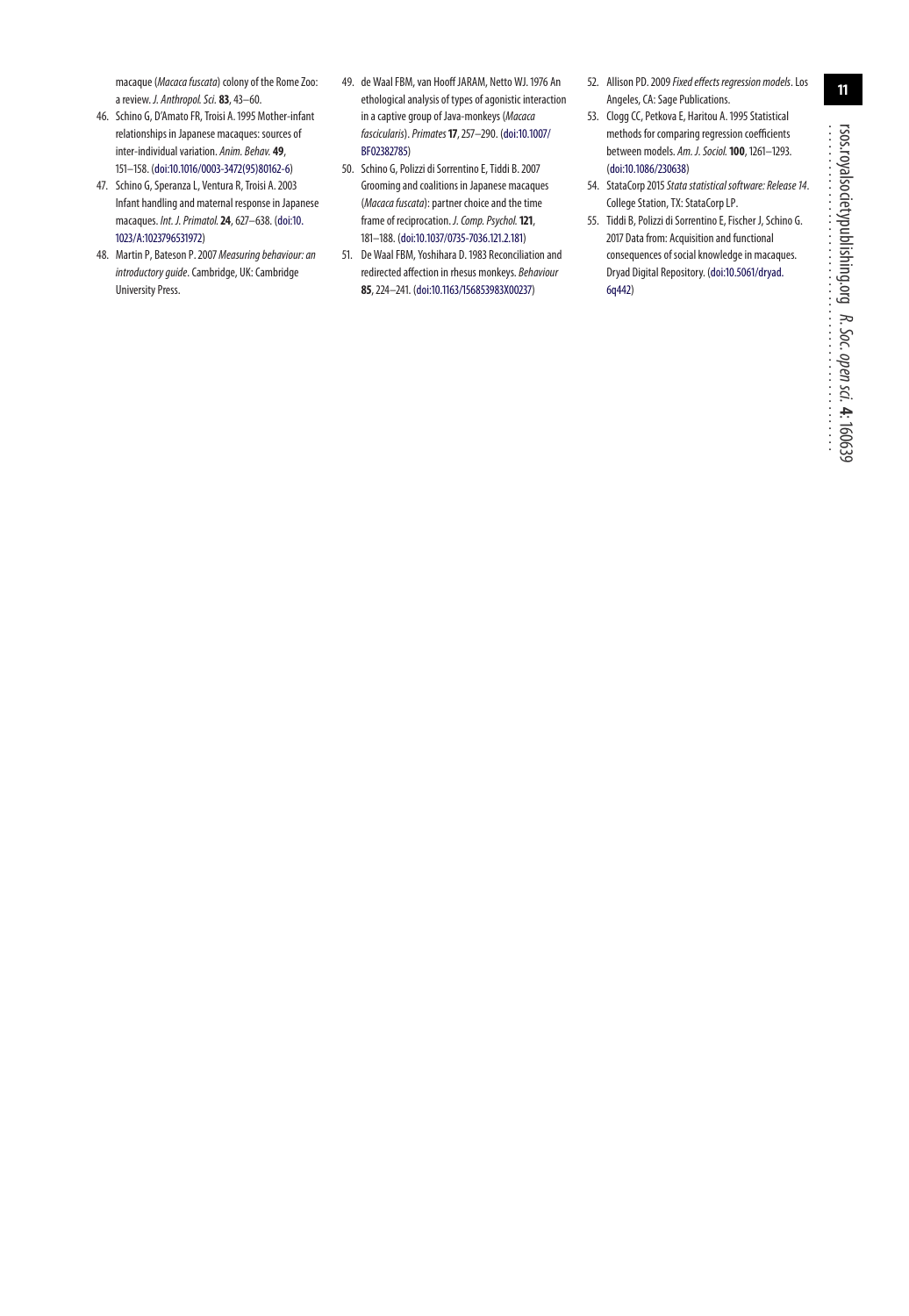macaque (*Macaca fuscata*) colony of the Rome Zoo: a review. *J. Anthropol. Sci.* **83**, 43–60.

46. Schino G, D'Amato FR, Troisi A. 1995 Mother-infant relationships in Japanese macaques: sources of inter-individual variation. *Anim. Behav.* **49**, 151–158. (doi:10.1016/0003-3472(95)80162-6)
47. Schino G, Speranza L, Ventura R, Troisi A. 2003 Infant handling and maternal response in Japanese macaques. *Int. J. Primatol.* **24**, 627–638. (doi:10.1023/A:1023796531972)
48. Martin P, Bateson P. 2007 *Measuring behaviour: an introductory guide*. Cambridge, UK: Cambridge University Press.
49. de Waal FBM, van Hooff JARAM, Netto WJ. 1976 An ethological analysis of types of agonistic interaction in a captive group of Java-monkeys (*Macaca fascicularis*). *Primates* **17**, 257–290. (doi:10.1007/BF02382785)
50. Schino G, Polizzi di Sorrentino E, Tiddi B. 2007 Grooming and coalitions in Japanese macaques (*Macaca fuscata*): partner choice and the time frame of reciprocation. *J. Comp. Psychol.* **121**, 181–188. (doi:10.1037/0735-7036.121.2.181)
51. De Waal FBM, Yoshihara D. 1983 Reconciliation and redirected affection in rhesus monkeys. *Behaviour* **85**, 224–241. (doi:10.1163/156853983X00237)
52. Allison PD. 2009 *Fixed effects regression models*. Los Angeles, CA: Sage Publications.
53. Clogg CC, Petkova E, Haritou A. 1995 Statistical methods for comparing regression coefficients between models. *Am. J. Sociol.* **100**, 1261–1293. (doi:10.1086/230638)
54. StataCorp 2015 *Stata statistical software: Release 14*. College Station, TX: StataCorp LP.
55. Tiddi B, Polizzi di Sorrentino E, Fischer J, Schino G. 2017 Data from: Acquisition and functional consequences of social knowledge in macaques. Dryad Digital Repository. (doi:10.5061/dryad.6q442)